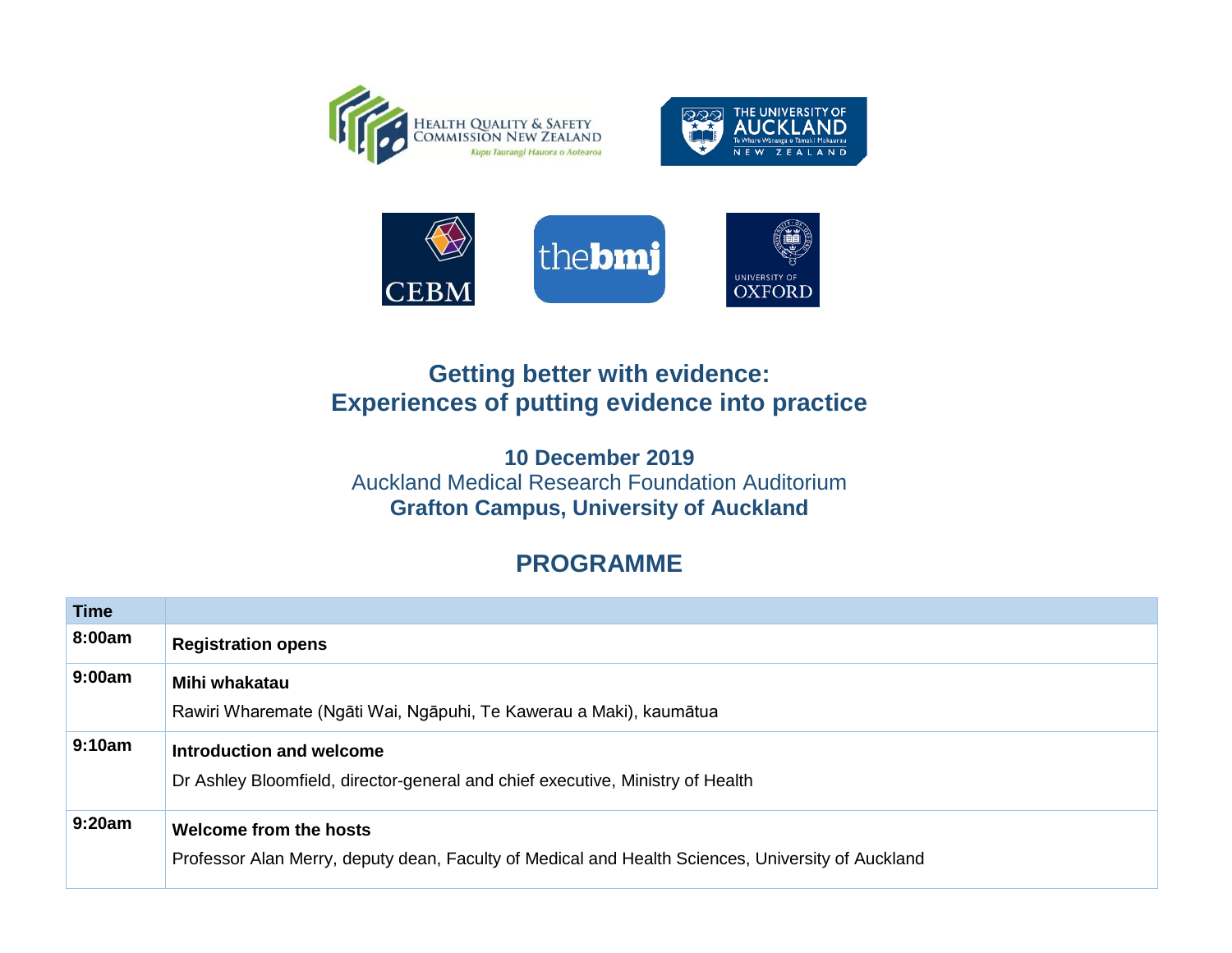# Getting better with evidence: Experiences of putting evidence into practice

**10 December 2019**
Auckland Medical Research Foundation Auditorium
**Grafton Campus, University of Auckland**

## PROGRAMME

| Time | |
|---|---|
| **8:00am** | **Registration opens** |
| **9:00am** | **Mihi whakatau**<br>Rawiri Wharemate (Ngāti Wai, Ngāpuhi, Te Kawerau a Maki), kaumātua |
| **9:10am** | **Introduction and welcome**<br>Dr Ashley Bloomfield, director-general and chief executive, Ministry of Health |
| **9:20am** | **Welcome from the hosts**<br>Professor Alan Merry, deputy dean, Faculty of Medical and Health Sciences, University of Auckland |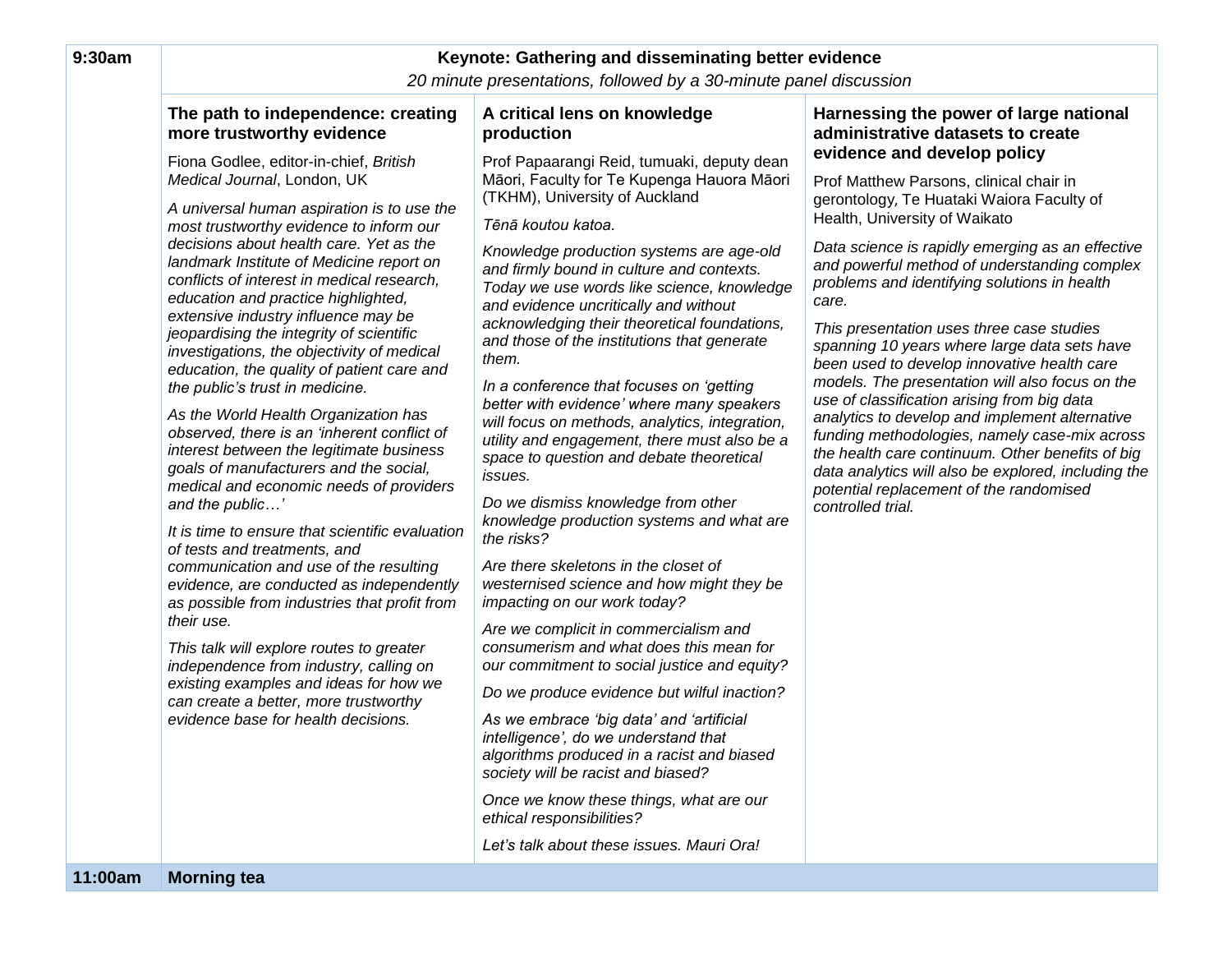**9:30am**

## Keynote: Gathering and disseminating better evidence

*20 minute presentations, followed by a 30-minute panel discussion*

### The path to independence: creating more trustworthy evidence

Fiona Godlee, editor-in-chief, *British Medical Journal*, London, UK

*A universal human aspiration is to use the most trustworthy evidence to inform our decisions about health care. Yet as the landmark Institute of Medicine report on conflicts of interest in medical research, education and practice highlighted, extensive industry influence may be jeopardising the integrity of scientific investigations, the objectivity of medical education, the quality of patient care and the public's trust in medicine.*

*As the World Health Organization has observed, there is an 'inherent conflict of interest between the legitimate business goals of manufacturers and the social, medical and economic needs of providers and the public…'*

*It is time to ensure that scientific evaluation of tests and treatments, and communication and use of the resulting evidence, are conducted as independently as possible from industries that profit from their use.*

*This talk will explore routes to greater independence from industry, calling on existing examples and ideas for how we can create a better, more trustworthy evidence base for health decisions.*

### A critical lens on knowledge production

Prof Papaarangi Reid, tumuaki, deputy dean Māori, Faculty for Te Kupenga Hauora Māori (TKHM), University of Auckland

*Tēnā koutou katoa.*

*Knowledge production systems are age-old and firmly bound in culture and contexts. Today we use words like science, knowledge and evidence uncritically and without acknowledging their theoretical foundations, and those of the institutions that generate them.*

*In a conference that focuses on 'getting better with evidence' where many speakers will focus on methods, analytics, integration, utility and engagement, there must also be a space to question and debate theoretical issues.*

*Do we dismiss knowledge from other knowledge production systems and what are the risks?*

*Are there skeletons in the closet of westernised science and how might they be impacting on our work today?*

*Are we complicit in commercialism and consumerism and what does this mean for our commitment to social justice and equity?*

*Do we produce evidence but wilful inaction?*

*As we embrace 'big data' and 'artificial intelligence', do we understand that algorithms produced in a racist and biased society will be racist and biased?*

*Once we know these things, what are our ethical responsibilities?*

*Let's talk about these issues. Mauri Ora!*

### Harnessing the power of large national administrative datasets to create evidence and develop policy

Prof Matthew Parsons, clinical chair in gerontology, Te Huataki Waiora Faculty of Health, University of Waikato

*Data science is rapidly emerging as an effective and powerful method of understanding complex problems and identifying solutions in health care.*

*This presentation uses three case studies spanning 10 years where large data sets have been used to develop innovative health care models. The presentation will also focus on the use of classification arising from big data analytics to develop and implement alternative funding methodologies, namely case-mix across the health care continuum. Other benefits of big data analytics will also be explored, including the potential replacement of the randomised controlled trial.*

**11:00am** **Morning tea**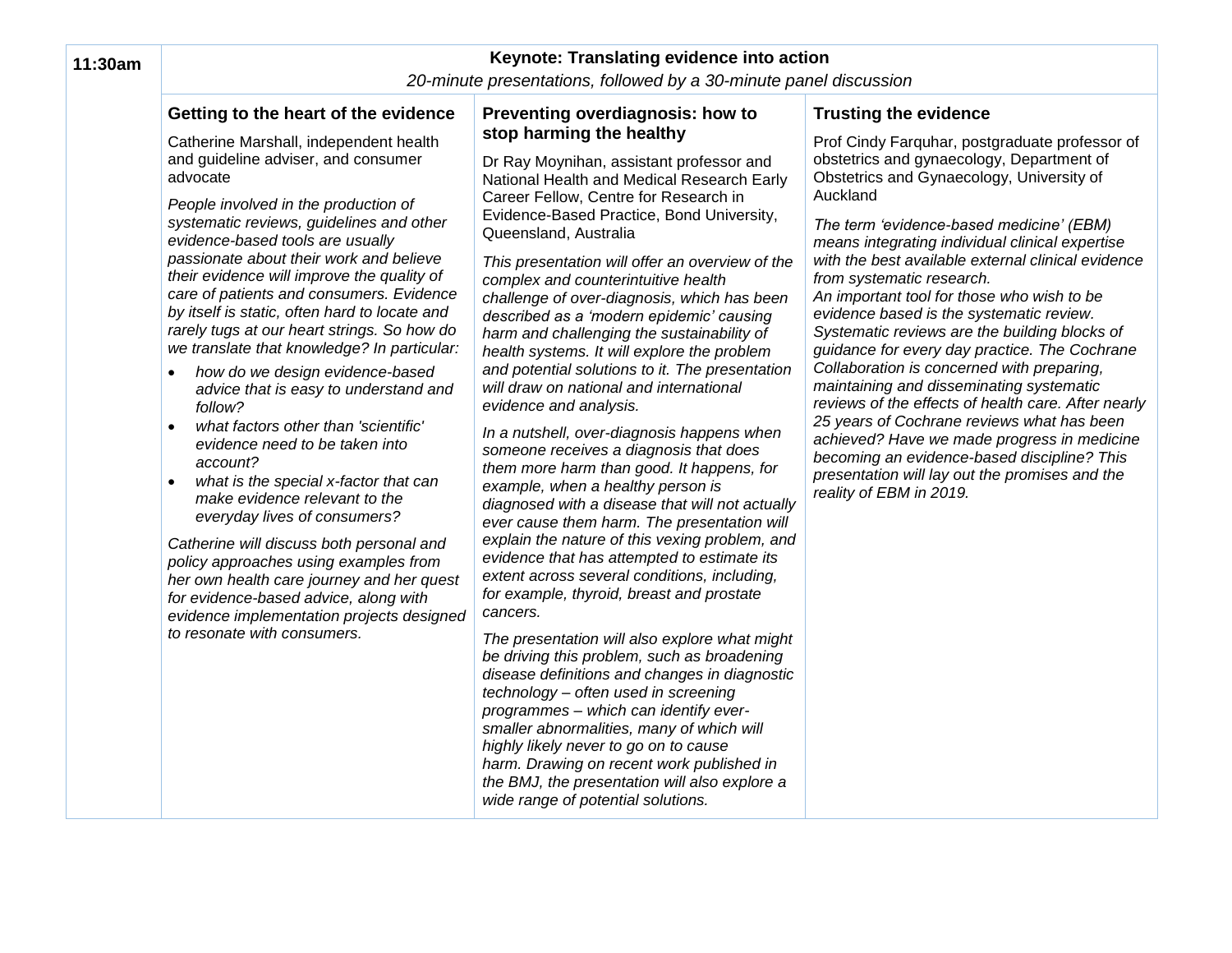**11:30am**

**Keynote: Translating evidence into action**

*20-minute presentations, followed by a 30-minute panel discussion*

### Getting to the heart of the evidence

Catherine Marshall, independent health and guideline adviser, and consumer advocate

*People involved in the production of systematic reviews, guidelines and other evidence-based tools are usually passionate about their work and believe their evidence will improve the quality of care of patients and consumers. Evidence by itself is static, often hard to locate and rarely tugs at our heart strings. So how do we translate that knowledge? In particular:*

- *how do we design evidence-based advice that is easy to understand and follow?*
- *what factors other than 'scientific' evidence need to be taken into account?*
- *what is the special x-factor that can make evidence relevant to the everyday lives of consumers?*

*Catherine will discuss both personal and policy approaches using examples from her own health care journey and her quest for evidence-based advice, along with evidence implementation projects designed to resonate with consumers.*

### Preventing overdiagnosis: how to stop harming the healthy

Dr Ray Moynihan, assistant professor and National Health and Medical Research Early Career Fellow, Centre for Research in Evidence-Based Practice, Bond University, Queensland, Australia

*This presentation will offer an overview of the complex and counterintuitive health challenge of over-diagnosis, which has been described as a 'modern epidemic' causing harm and challenging the sustainability of health systems. It will explore the problem and potential solutions to it. The presentation will draw on national and international evidence and analysis.*

*In a nutshell, over-diagnosis happens when someone receives a diagnosis that does them more harm than good. It happens, for example, when a healthy person is diagnosed with a disease that will not actually ever cause them harm. The presentation will explain the nature of this vexing problem, and evidence that has attempted to estimate its extent across several conditions, including, for example, thyroid, breast and prostate cancers.*

*The presentation will also explore what might be driving this problem, such as broadening disease definitions and changes in diagnostic technology – often used in screening programmes – which can identify ever-smaller abnormalities, many of which will highly likely never to go on to cause harm. Drawing on recent work published in the BMJ, the presentation will also explore a wide range of potential solutions.*

### Trusting the evidence

Prof Cindy Farquhar, postgraduate professor of obstetrics and gynaecology, Department of Obstetrics and Gynaecology, University of Auckland

*The term 'evidence-based medicine' (EBM) means integrating individual clinical expertise with the best available external clinical evidence from systematic research.*
*An important tool for those who wish to be evidence based is the systematic review. Systematic reviews are the building blocks of guidance for every day practice. The Cochrane Collaboration is concerned with preparing, maintaining and disseminating systematic reviews of the effects of health care. After nearly 25 years of Cochrane reviews what has been achieved? Have we made progress in medicine becoming an evidence-based discipline? This presentation will lay out the promises and the reality of EBM in 2019.*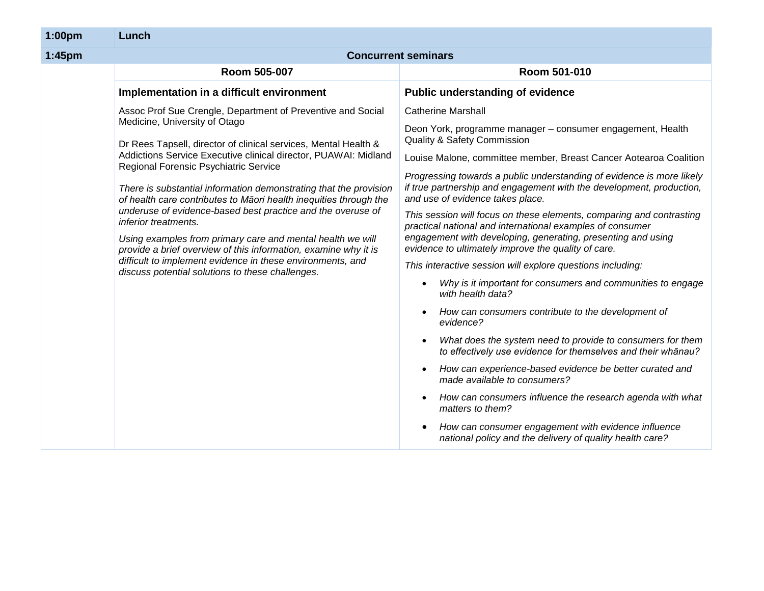| 1:00pm | Lunch | |
|---|---|---|
| 1:45pm | **Concurrent seminars** | |
| | **Room 505-007** | **Room 501-010** |
| | **Implementation in a difficult environment**<br><br>Assoc Prof Sue Crengle, Department of Preventive and Social Medicine, University of Otago<br><br>Dr Rees Tapsell, director of clinical services, Mental Health & Addictions Service Executive clinical director, PUAWAI: Midland Regional Forensic Psychiatric Service<br><br>*There is substantial information demonstrating that the provision of health care contributes to Māori health inequities through the underuse of evidence-based best practice and the overuse of inferior treatments.*<br><br>*Using examples from primary care and mental health we will provide a brief overview of this information, examine why it is difficult to implement evidence in these environments, and discuss potential solutions to these challenges.* | **Public understanding of evidence**<br><br>Catherine Marshall<br><br>Deon York, programme manager – consumer engagement, Health Quality & Safety Commission<br><br>Louise Malone, committee member, Breast Cancer Aotearoa Coalition<br><br>*Progressing towards a public understanding of evidence is more likely if true partnership and engagement with the development, production, and use of evidence takes place.*<br><br>*This session will focus on these elements, comparing and contrasting practical national and international examples of consumer engagement with developing, generating, presenting and using evidence to ultimately improve the quality of care.*<br><br>*This interactive session will explore questions including:*<br><br>• *Why is it important for consumers and communities to engage with health data?*<br>• *How can consumers contribute to the development of evidence?*<br>• *What does the system need to provide to consumers for them to effectively use evidence for themselves and their whānau?*<br>• *How can experience-based evidence be better curated and made available to consumers?*<br>• *How can consumers influence the research agenda with what matters to them?*<br>• *How can consumer engagement with evidence influence national policy and the delivery of quality health care?* |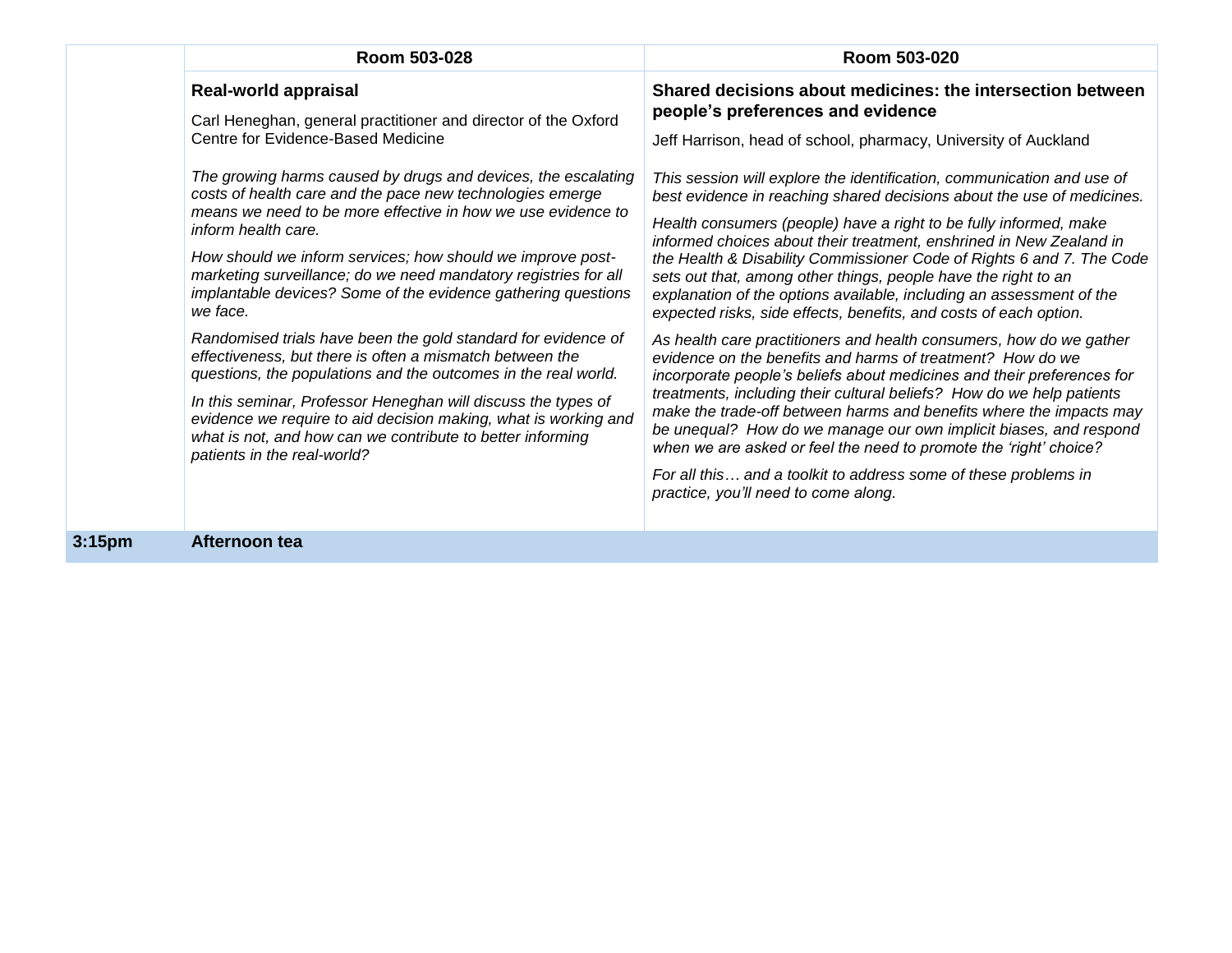| | Room 503-028 | Room 503-020 |
|---|---|---|
| | **Real-world appraisal**<br><br>Carl Heneghan, general practitioner and director of the Oxford Centre for Evidence-Based Medicine<br><br>*The growing harms caused by drugs and devices, the escalating costs of health care and the pace new technologies emerge means we need to be more effective in how we use evidence to inform health care.*<br><br>*How should we inform services; how should we improve post-marketing surveillance; do we need mandatory registries for all implantable devices? Some of the evidence gathering questions we face.*<br><br>*Randomised trials have been the gold standard for evidence of effectiveness, but there is often a mismatch between the questions, the populations and the outcomes in the real world.*<br><br>*In this seminar, Professor Heneghan will discuss the types of evidence we require to aid decision making, what is working and what is not, and how can we contribute to better informing patients in the real-world?* | **Shared decisions about medicines: the intersection between people's preferences and evidence**<br><br>Jeff Harrison, head of school, pharmacy, University of Auckland<br><br>*This session will explore the identification, communication and use of best evidence in reaching shared decisions about the use of medicines.*<br><br>*Health consumers (people) have a right to be fully informed, make informed choices about their treatment, enshrined in New Zealand in the Health & Disability Commissioner Code of Rights 6 and 7. The Code sets out that, among other things, people have the right to an explanation of the options available, including an assessment of the expected risks, side effects, benefits, and costs of each option.*<br><br>*As health care practitioners and health consumers, how do we gather evidence on the benefits and harms of treatment? How do we incorporate people's beliefs about medicines and their preferences for treatments, including their cultural beliefs? How do we help patients make the trade-off between harms and benefits where the impacts may be unequal? How do we manage our own implicit biases, and respond when we are asked or feel the need to promote the 'right' choice?*<br><br>*For all this… and a toolkit to address some of these problems in practice, you'll need to come along.* |
| **3:15pm** | **Afternoon tea** | |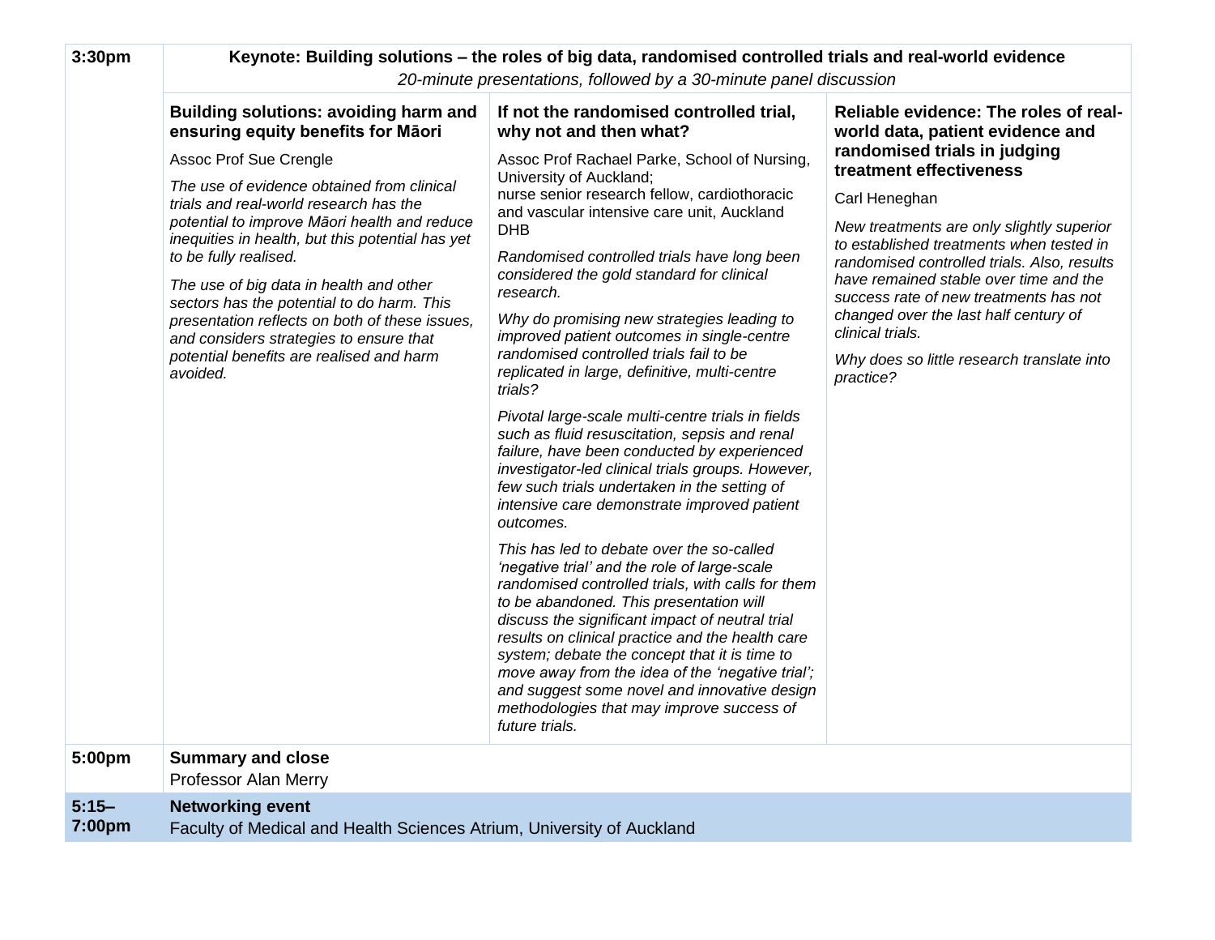| | | | |
|---|---|---|---|
| **3:30pm** | **Keynote: Building solutions – the roles of big data, randomised controlled trials and real-world evidence**<br>*20-minute presentations, followed by a 30-minute panel discussion* | | |
| | **Building solutions: avoiding harm and ensuring equity benefits for Māori**<br>Assoc Prof Sue Crengle<br>*The use of evidence obtained from clinical trials and real-world research has the potential to improve Māori health and reduce inequities in health, but this potential has yet to be fully realised.*<br>*The use of big data in health and other sectors has the potential to do harm. This presentation reflects on both of these issues, and considers strategies to ensure that potential benefits are realised and harm avoided.* | **If not the randomised controlled trial, why not and then what?**<br>Assoc Prof Rachael Parke, School of Nursing, University of Auckland;<br>nurse senior research fellow, cardiothoracic and vascular intensive care unit, Auckland DHB<br>*Randomised controlled trials have long been considered the gold standard for clinical research.*<br>*Why do promising new strategies leading to improved patient outcomes in single-centre randomised controlled trials fail to be replicated in large, definitive, multi-centre trials?*<br>*Pivotal large-scale multi-centre trials in fields such as fluid resuscitation, sepsis and renal failure, have been conducted by experienced investigator-led clinical trials groups. However, few such trials undertaken in the setting of intensive care demonstrate improved patient outcomes.*<br>*This has led to debate over the so-called 'negative trial' and the role of large-scale randomised controlled trials, with calls for them to be abandoned. This presentation will discuss the significant impact of neutral trial results on clinical practice and the health care system; debate the concept that it is time to move away from the idea of the 'negative trial'; and suggest some novel and innovative design methodologies that may improve success of future trials.* | **Reliable evidence: The roles of real-world data, patient evidence and randomised trials in judging treatment effectiveness**<br>Carl Heneghan<br>*New treatments are only slightly superior to established treatments when tested in randomised controlled trials. Also, results have remained stable over time and the success rate of new treatments has not changed over the last half century of clinical trials.*<br>*Why does so little research translate into practice?* |
| **5:00pm** | **Summary and close**<br>Professor Alan Merry | | |
| **5:15–7:00pm** | **Networking event**<br>Faculty of Medical and Health Sciences Atrium, University of Auckland | | |